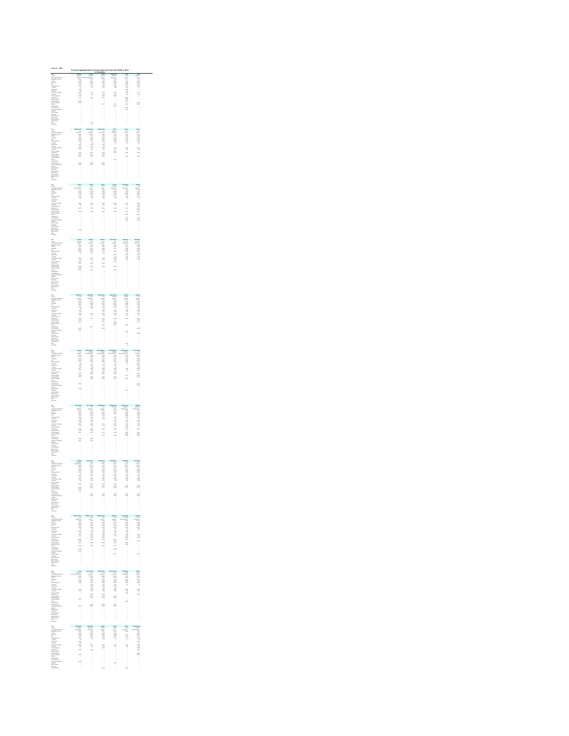Principal Aggregate Rates of County Seats and Cities with 10,000 or More in Population